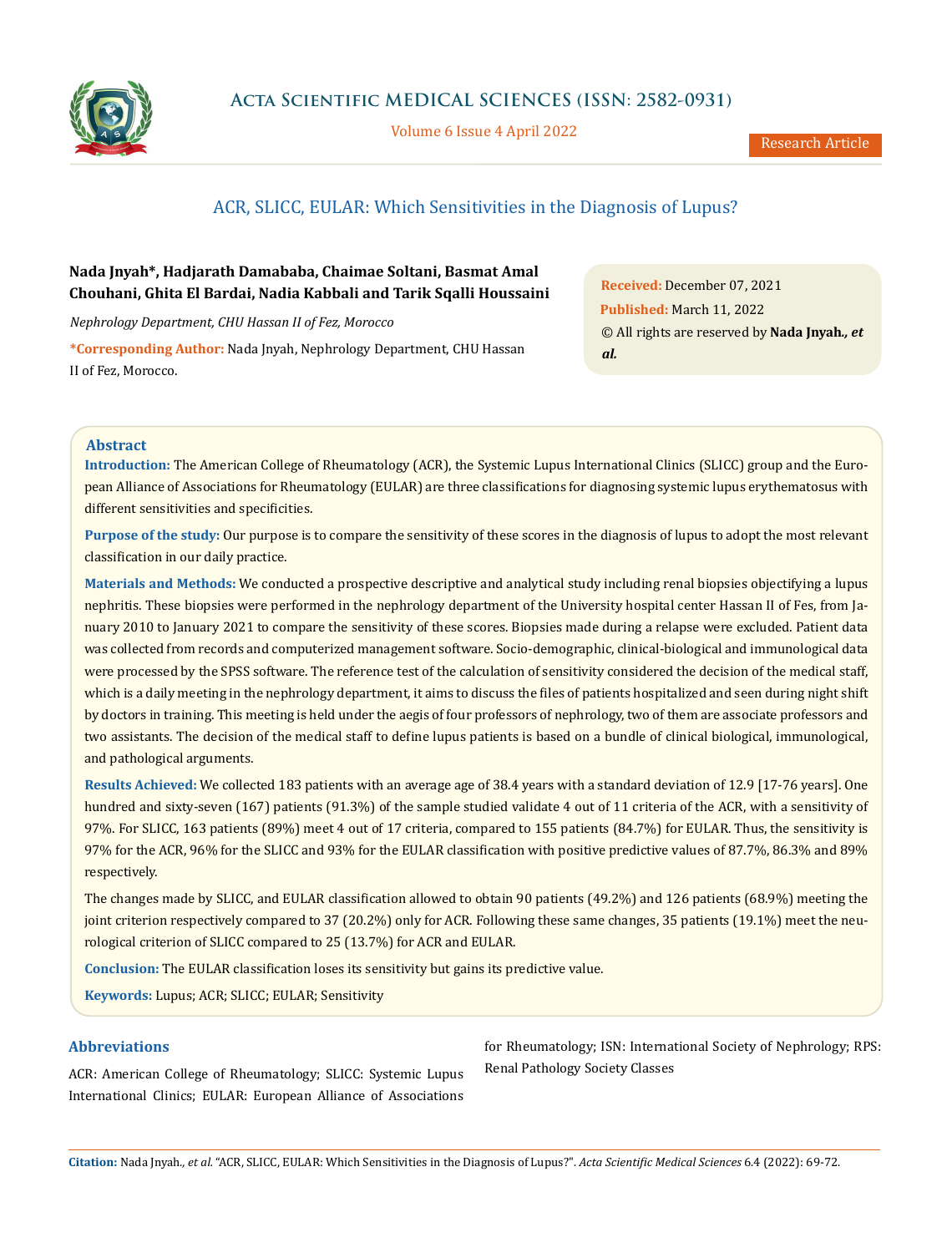# ACR, SLICC, EULAR: Which Sensitivities in the Diagnosis of Lupus?

**Nada Jnyah\*, Hadjarath Damababa, Chaimae Soltani, Basmat Amal Chouhani, Ghita El Bardai, Nadia Kabbali and Tarik Sqalli Houssaini**

*Nephrology Department, CHU Hassan II of Fez, Morocco*

**\*Corresponding Author:** Nada Jnyah, Nephrology Department, CHU Hassan II of Fez, Morocco.

**Received:** December 07, 2021

**Published:** March 11, 2022

© All rights are reserved by **Nada Jnyah.*, et al.***

## Abstract

**Introduction:** The American College of Rheumatology (ACR), the Systemic Lupus International Clinics (SLICC) group and the European Alliance of Associations for Rheumatology (EULAR) are three classifications for diagnosing systemic lupus erythematosus with different sensitivities and specificities.

**Purpose of the study:** Our purpose is to compare the sensitivity of these scores in the diagnosis of lupus to adopt the most relevant classification in our daily practice.

**Materials and Methods:** We conducted a prospective descriptive and analytical study including renal biopsies objectifying a lupus nephritis. These biopsies were performed in the nephrology department of the University hospital center Hassan II of Fes, from January 2010 to January 2021 to compare the sensitivity of these scores. Biopsies made during a relapse were excluded. Patient data was collected from records and computerized management software. Socio-demographic, clinical-biological and immunological data were processed by the SPSS software. The reference test of the calculation of sensitivity considered the decision of the medical staff, which is a daily meeting in the nephrology department, it aims to discuss the files of patients hospitalized and seen during night shift by doctors in training. This meeting is held under the aegis of four professors of nephrology, two of them are associate professors and two assistants. The decision of the medical staff to define lupus patients is based on a bundle of clinical biological, immunological, and pathological arguments.

**Results Achieved:** We collected 183 patients with an average age of 38.4 years with a standard deviation of 12.9 [17-76 years]. One hundred and sixty-seven (167) patients (91.3%) of the sample studied validate 4 out of 11 criteria of the ACR, with a sensitivity of 97%. For SLICC, 163 patients (89%) meet 4 out of 17 criteria, compared to 155 patients (84.7%) for EULAR. Thus, the sensitivity is 97% for the ACR, 96% for the SLICC and 93% for the EULAR classification with positive predictive values of 87.7%, 86.3% and 89% respectively.

The changes made by SLICC, and EULAR classification allowed to obtain 90 patients (49.2%) and 126 patients (68.9%) meeting the joint criterion respectively compared to 37 (20.2%) only for ACR. Following these same changes, 35 patients (19.1%) meet the neurological criterion of SLICC compared to 25 (13.7%) for ACR and EULAR.

**Conclusion:** The EULAR classification loses its sensitivity but gains its predictive value.

**Keywords:** Lupus; ACR; SLICC; EULAR; Sensitivity

## Abbreviations

ACR: American College of Rheumatology; SLICC: Systemic Lupus International Clinics; EULAR: European Alliance of Associations for Rheumatology; ISN: International Society of Nephrology; RPS: Renal Pathology Society Classes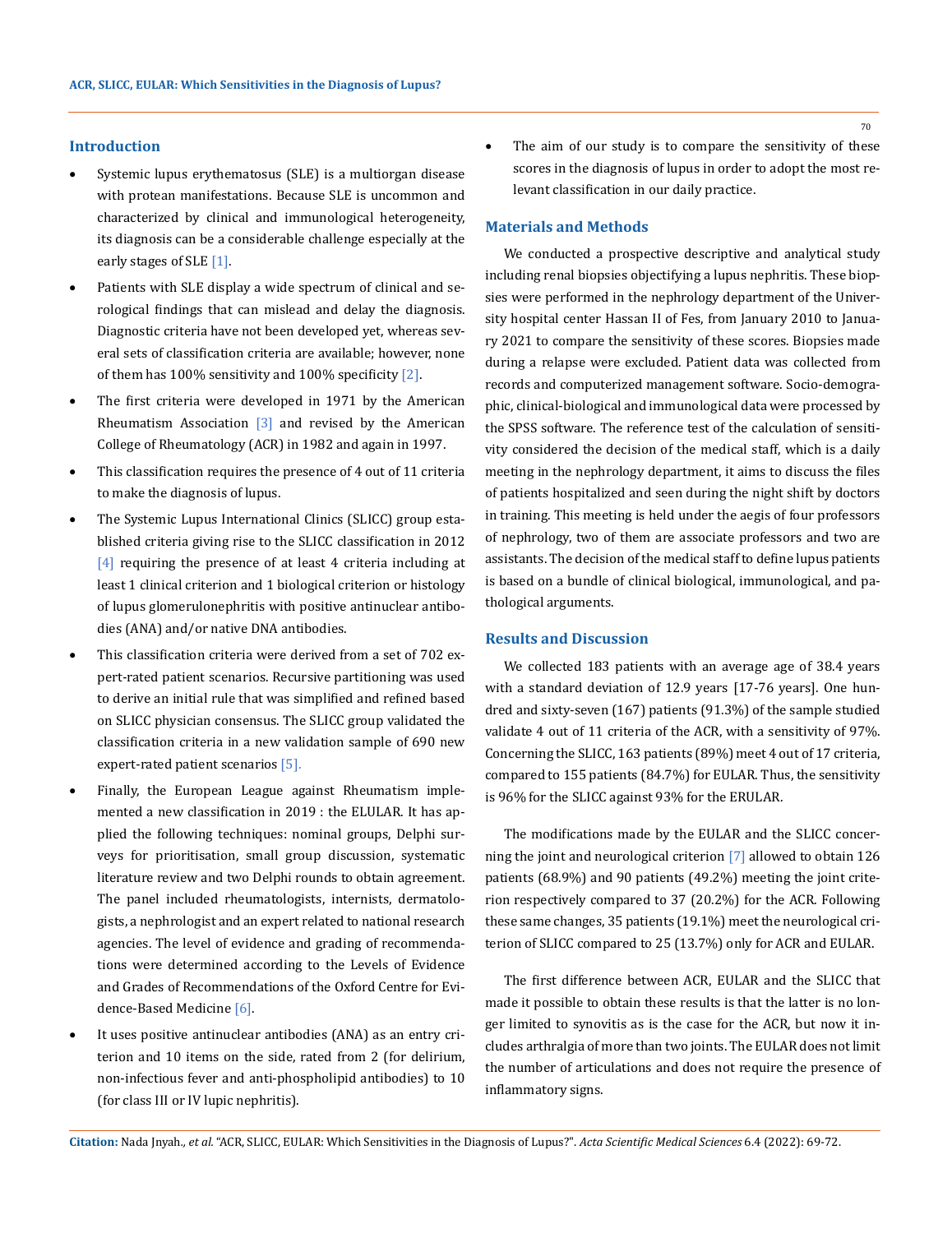## Introduction

- Systemic lupus erythematosus (SLE) is a multiorgan disease with protean manifestations. Because SLE is uncommon and characterized by clinical and immunological heterogeneity, its diagnosis can be a considerable challenge especially at the early stages of SLE [1].
- Patients with SLE display a wide spectrum of clinical and serological findings that can mislead and delay the diagnosis. Diagnostic criteria have not been developed yet, whereas several sets of classification criteria are available; however, none of them has 100% sensitivity and 100% specificity [2].
- The first criteria were developed in 1971 by the American Rheumatism Association [3] and revised by the American College of Rheumatology (ACR) in 1982 and again in 1997.
- This classification requires the presence of 4 out of 11 criteria to make the diagnosis of lupus.
- The Systemic Lupus International Clinics (SLICC) group established criteria giving rise to the SLICC classification in 2012 [4] requiring the presence of at least 4 criteria including at least 1 clinical criterion and 1 biological criterion or histology of lupus glomerulonephritis with positive antinuclear antibodies (ANA) and/or native DNA antibodies.
- This classification criteria were derived from a set of 702 expert-rated patient scenarios. Recursive partitioning was used to derive an initial rule that was simplified and refined based on SLICC physician consensus. The SLICC group validated the classification criteria in a new validation sample of 690 new expert-rated patient scenarios [5].
- Finally, the European League against Rheumatism implemented a new classification in 2019 : the ELULAR. It has applied the following techniques: nominal groups, Delphi surveys for prioritisation, small group discussion, systematic literature review and two Delphi rounds to obtain agreement. The panel included rheumatologists, internists, dermatologists, a nephrologist and an expert related to national research agencies. The level of evidence and grading of recommendations were determined according to the Levels of Evidence and Grades of Recommendations of the Oxford Centre for Evidence-Based Medicine [6].
- It uses positive antinuclear antibodies (ANA) as an entry criterion and 10 items on the side, rated from 2 (for delirium, non-infectious fever and anti-phospholipid antibodies) to 10 (for class III or IV lupic nephritis).
- The aim of our study is to compare the sensitivity of these scores in the diagnosis of lupus in order to adopt the most relevant classification in our daily practice.

## Materials and Methods

We conducted a prospective descriptive and analytical study including renal biopsies objectifying a lupus nephritis. These biopsies were performed in the nephrology department of the University hospital center Hassan II of Fes, from January 2010 to January 2021 to compare the sensitivity of these scores. Biopsies made during a relapse were excluded. Patient data was collected from records and computerized management software. Socio-demographic, clinical-biological and immunological data were processed by the SPSS software. The reference test of the calculation of sensitivity considered the decision of the medical staff, which is a daily meeting in the nephrology department, it aims to discuss the files of patients hospitalized and seen during the night shift by doctors in training. This meeting is held under the aegis of four professors of nephrology, two of them are associate professors and two are assistants. The decision of the medical staff to define lupus patients is based on a bundle of clinical biological, immunological, and pathological arguments.

## Results and Discussion

We collected 183 patients with an average age of 38.4 years with a standard deviation of 12.9 years [17-76 years]. One hundred and sixty-seven (167) patients (91.3%) of the sample studied validate 4 out of 11 criteria of the ACR, with a sensitivity of 97%. Concerning the SLICC, 163 patients (89%) meet 4 out of 17 criteria, compared to 155 patients (84.7%) for EULAR. Thus, the sensitivity is 96% for the SLICC against 93% for the ERULAR.

The modifications made by the EULAR and the SLICC concerning the joint and neurological criterion [7] allowed to obtain 126 patients (68.9%) and 90 patients (49.2%) meeting the joint criterion respectively compared to 37 (20.2%) for the ACR. Following these same changes, 35 patients (19.1%) meet the neurological criterion of SLICC compared to 25 (13.7%) only for ACR and EULAR.

The first difference between ACR, EULAR and the SLICC that made it possible to obtain these results is that the latter is no longer limited to synovitis as is the case for the ACR, but now it includes arthralgia of more than two joints. The EULAR does not limit the number of articulations and does not require the presence of inflammatory signs.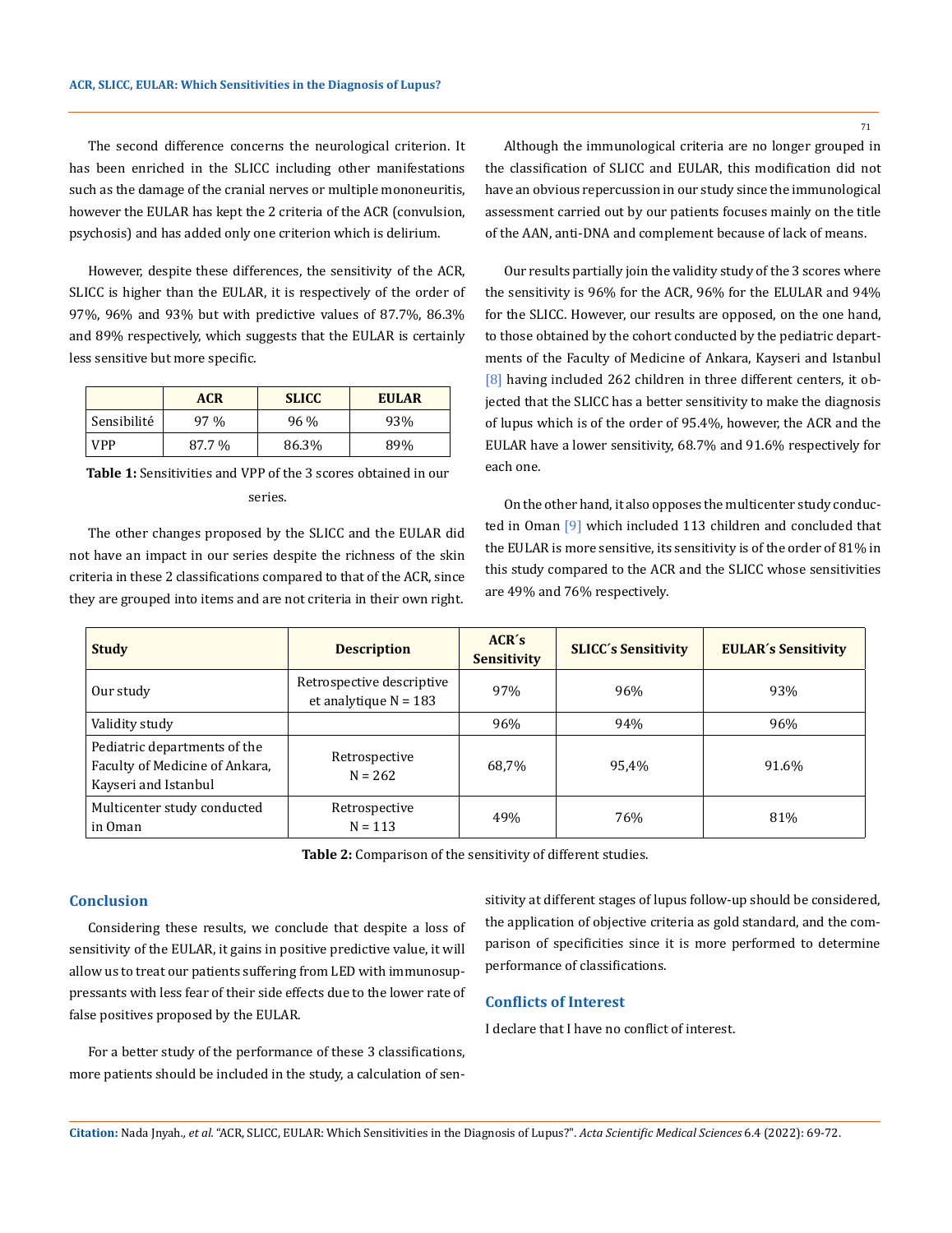The second difference concerns the neurological criterion. It has been enriched in the SLICC including other manifestations such as the damage of the cranial nerves or multiple mononeuritis, however the EULAR has kept the 2 criteria of the ACR (convulsion, psychosis) and has added only one criterion which is delirium.

However, despite these differences, the sensitivity of the ACR, SLICC is higher than the EULAR, it is respectively of the order of 97%, 96% and 93% but with predictive values of 87.7%, 86.3% and 89% respectively, which suggests that the EULAR is certainly less sensitive but more specific.

| | ACR | SLICC | EULAR |
|---|---|---|---|
| Sensibilité | 97 % | 96 % | 93% |
| VPP | 87.7 % | 86.3% | 89% |

**Table 1:** Sensitivities and VPP of the 3 scores obtained in our series.

The other changes proposed by the SLICC and the EULAR did not have an impact in our series despite the richness of the skin criteria in these 2 classifications compared to that of the ACR, since they are grouped into items and are not criteria in their own right.

Although the immunological criteria are no longer grouped in the classification of SLICC and EULAR, this modification did not have an obvious repercussion in our study since the immunological assessment carried out by our patients focuses mainly on the title of the AAN, anti-DNA and complement because of lack of means.

Our results partially join the validity study of the 3 scores where the sensitivity is 96% for the ACR, 96% for the ELULAR and 94% for the SLICC. However, our results are opposed, on the one hand, to those obtained by the cohort conducted by the pediatric departments of the Faculty of Medicine of Ankara, Kayseri and Istanbul [8] having included 262 children in three different centers, it objected that the SLICC has a better sensitivity to make the diagnosis of lupus which is of the order of 95.4%, however, the ACR and the EULAR have a lower sensitivity, 68.7% and 91.6% respectively for each one.

On the other hand, it also opposes the multicenter study conducted in Oman [9] which included 113 children and concluded that the EULAR is more sensitive, its sensitivity is of the order of 81% in this study compared to the ACR and the SLICC whose sensitivities are 49% and 76% respectively.

| Study | Description | ACR´s Sensitivity | SLICC´s Sensitivity | EULAR´s Sensitivity |
|---|---|---|---|---|
| Our study | Retrospective descriptive et analytique N = 183 | 97% | 96% | 93% |
| Validity study | | 96% | 94% | 96% |
| Pediatric departments of the Faculty of Medicine of Ankara, Kayseri and Istanbul | Retrospective N = 262 | 68,7% | 95,4% | 91.6% |
| Multicenter study conducted in Oman | Retrospective N = 113 | 49% | 76% | 81% |

**Table 2:** Comparison of the sensitivity of different studies.

## Conclusion

Considering these results, we conclude that despite a loss of sensitivity of the EULAR, it gains in positive predictive value, it will allow us to treat our patients suffering from LED with immunosuppressants with less fear of their side effects due to the lower rate of false positives proposed by the EULAR.

For a better study of the performance of these 3 classifications, more patients should be included in the study, a calculation of sensitivity at different stages of lupus follow-up should be considered, the application of objective criteria as gold standard, and the comparison of specificities since it is more performed to determine performance of classifications.

## Conflicts of Interest

I declare that I have no conflict of interest.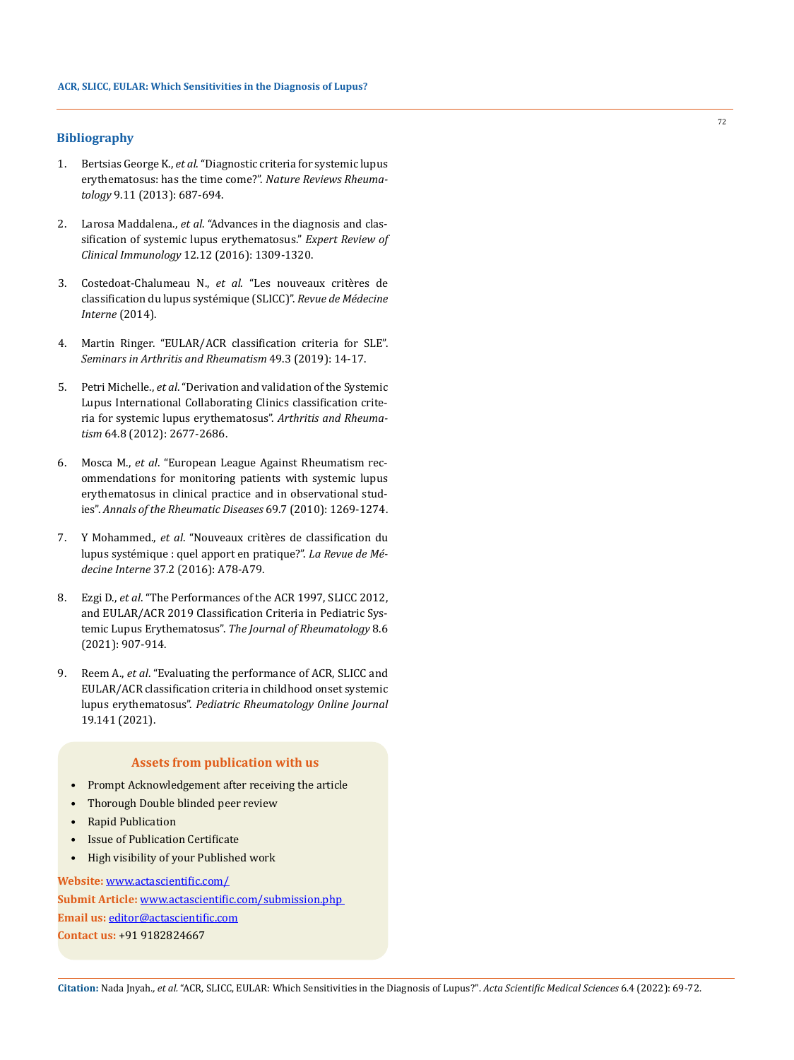## Bibliography

1. Bertsias George K., *et al*. "Diagnostic criteria for systemic lupus erythematosus: has the time come?". *Nature Reviews Rheumatology* 9.11 (2013): 687-694.

2. Larosa Maddalena., *et al*. "Advances in the diagnosis and classification of systemic lupus erythematosus." *Expert Review of Clinical Immunology* 12.12 (2016): 1309-1320.

3. Costedoat-Chalumeau N., *et al*. "Les nouveaux critères de classification du lupus systémique (SLICC)". *Revue de Médecine Interne* (2014).

4. Martin Ringer. "EULAR/ACR classification criteria for SLE". *Seminars in Arthritis and Rheumatism* 49.3 (2019): 14-17.

5. Petri Michelle., *et al*. "Derivation and validation of the Systemic Lupus International Collaborating Clinics classification criteria for systemic lupus erythematosus". *Arthritis and Rheumatism* 64.8 (2012): 2677-2686.

6. Mosca M., *et al*. "European League Against Rheumatism recommendations for monitoring patients with systemic lupus erythematosus in clinical practice and in observational studies". *Annals of the Rheumatic Diseases* 69.7 (2010): 1269-1274.

7. Y Mohammed., *et al*. "Nouveaux critères de classification du lupus systémique : quel apport en pratique?". *La Revue de Médecine Interne* 37.2 (2016): A78-A79.

8. Ezgi D., *et al*. "The Performances of the ACR 1997, SLICC 2012, and EULAR/ACR 2019 Classification Criteria in Pediatric Systemic Lupus Erythematosus". *The Journal of Rheumatology* 8.6 (2021): 907-914.

9. Reem A., *et al*. "Evaluating the performance of ACR, SLICC and EULAR/ACR classification criteria in childhood onset systemic lupus erythematosus". *Pediatric Rheumatology Online Journal* 19.141 (2021).

**Assets from publication with us**

- Prompt Acknowledgement after receiving the article
- Thorough Double blinded peer review
- Rapid Publication
- Issue of Publication Certificate
- High visibility of your Published work

**Website:** www.actascientific.com/
**Submit Article:** www.actascientific.com/submission.php
**Email us:** editor@actascientific.com
**Contact us:** +91 9182824667

**Citation:** Nada Jnyah., *et al*. "ACR, SLICC, EULAR: Which Sensitivities in the Diagnosis of Lupus?". *Acta Scientific Medical Sciences* 6.4 (2022): 69-72.